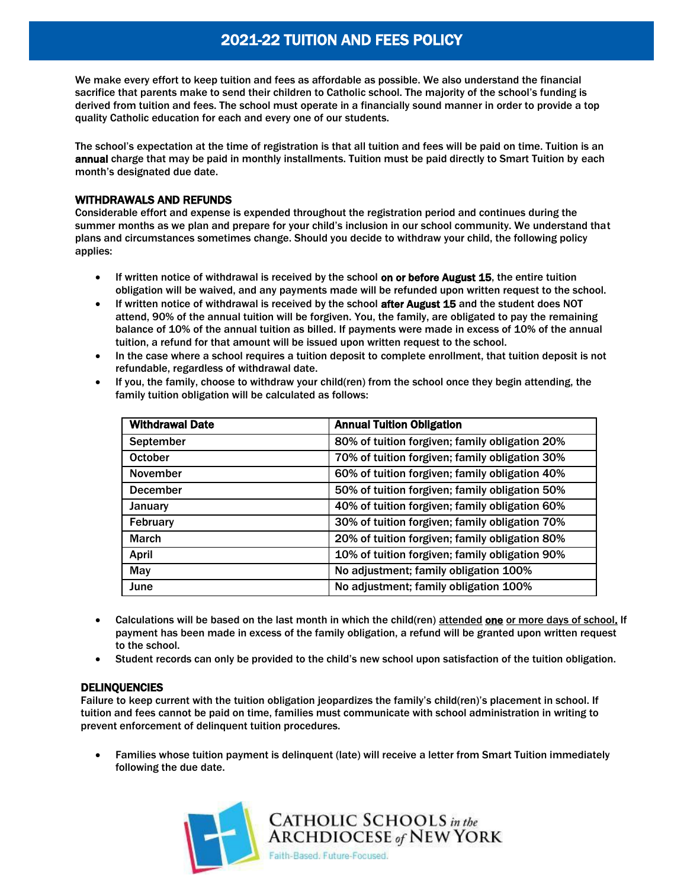# 2021-22 TUITION AND FEES POLICY

We make every effort to keep tuition and fees as affordable as possible. We also understand the financial sacrifice that parents make to send their children to Catholic school. The majority of the school's funding is derived from tuition and fees. The school must operate in a financially sound manner in order to provide a top quality Catholic education for each and every one of our students.

The school's expectation at the time of registration is that all tuition and fees will be paid on time. Tuition is an **annual** charge that may be paid in monthly installments. Tuition must be paid directly to Smart Tuition by each month's designated due date.

## WITHDRAWALS AND REFUNDS

Considerable effort and expense is expended throughout the registration period and continues during the summer months as we plan and prepare for your child's inclusion in our school community. We understand that plans and circumstances sometimes change. Should you decide to withdraw your child, the following policy applies:

- If written notice of withdrawal is received by the school **on or before August 15**, the entire tuition obligation will be waived, and any payments made will be refunded upon written request to the school.
- If written notice of withdrawal is received by the school **after August 15** and the student does NOT attend, 90% of the annual tuition will be forgiven. You, the family, are obligated to pay the remaining balance of 10% of the annual tuition as billed. If payments were made in excess of 10% of the annual tuition, a refund for that amount will be issued upon written request to the school.
- In the case where a school requires a tuition deposit to complete enrollment, that tuition deposit is not refundable, regardless of withdrawal date.
- If you, the family, choose to withdraw your child(ren) from the school once they begin attending, the family tuition obligation will be calculated as follows:

| Withdrawal Date | Annual Tuition Obligation |
|---|---|
| September | 80% of tuition forgiven; family obligation 20% |
| October | 70% of tuition forgiven; family obligation 30% |
| November | 60% of tuition forgiven; family obligation 40% |
| December | 50% of tuition forgiven; family obligation 50% |
| January | 40% of tuition forgiven; family obligation 60% |
| February | 30% of tuition forgiven; family obligation 70% |
| March | 20% of tuition forgiven; family obligation 80% |
| April | 10% of tuition forgiven; family obligation 90% |
| May | No adjustment; family obligation 100% |
| June | No adjustment; family obligation 100% |

- Calculations will be based on the last month in which the child(ren) attended **one** or more days of school. If payment has been made in excess of the family obligation, a refund will be granted upon written request to the school.
- Student records can only be provided to the child's new school upon satisfaction of the tuition obligation.

## DELINQUENCIES

Failure to keep current with the tuition obligation jeopardizes the family's child(ren)'s placement in school. If tuition and fees cannot be paid on time, families must communicate with school administration in writing to prevent enforcement of delinquent tuition procedures.

- Families whose tuition payment is delinquent (late) will receive a letter from Smart Tuition immediately following the due date.

CATHOLIC SCHOOLS *in the* ARCHDIOCESE *of* NEW YORK

Faith-Based. Future-Focused.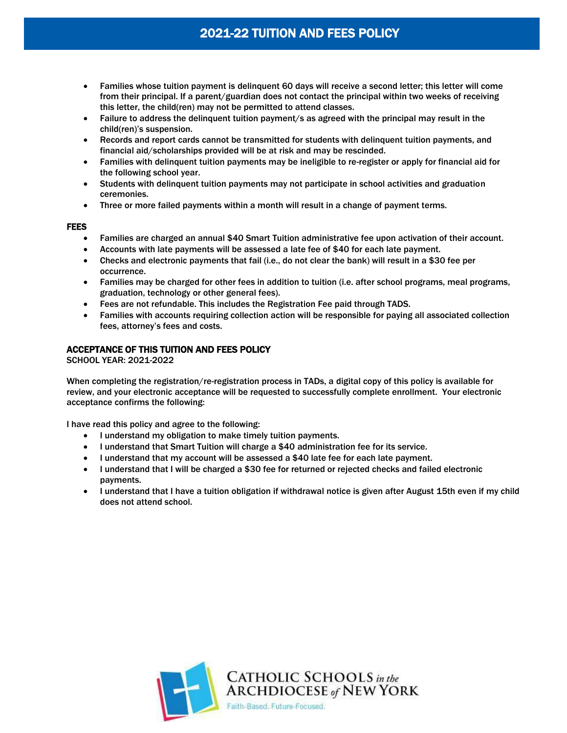# 2021-22 TUITION AND FEES POLICY

- Families whose tuition payment is delinquent 60 days will receive a second letter; this letter will come from their principal. If a parent/guardian does not contact the principal within two weeks of receiving this letter, the child(ren) may not be permitted to attend classes.
- Failure to address the delinquent tuition payment/s as agreed with the principal may result in the child(ren)'s suspension.
- Records and report cards cannot be transmitted for students with delinquent tuition payments, and financial aid/scholarships provided will be at risk and may be rescinded.
- Families with delinquent tuition payments may be ineligible to re-register or apply for financial aid for the following school year.
- Students with delinquent tuition payments may not participate in school activities and graduation ceremonies.
- Three or more failed payments within a month will result in a change of payment terms.

## FEES

- Families are charged an annual $40 Smart Tuition administrative fee upon activation of their account.
- Accounts with late payments will be assessed a late fee of $40 for each late payment.
- Checks and electronic payments that fail (i.e., do not clear the bank) will result in a $30 fee per occurrence.
- Families may be charged for other fees in addition to tuition (i.e. after school programs, meal programs, graduation, technology or other general fees).
- Fees are not refundable. This includes the Registration Fee paid through TADS.
- Families with accounts requiring collection action will be responsible for paying all associated collection fees, attorney's fees and costs.

## ACCEPTANCE OF THIS TUITION AND FEES POLICY

SCHOOL YEAR: 2021-2022

When completing the registration/re-registration process in TADs, a digital copy of this policy is available for review, and your electronic acceptance will be requested to successfully complete enrollment. Your electronic acceptance confirms the following:

I have read this policy and agree to the following:

- I understand my obligation to make timely tuition payments.
- I understand that Smart Tuition will charge a $40 administration fee for its service.
- I understand that my account will be assessed a $40 late fee for each late payment.
- I understand that I will be charged a $30 fee for returned or rejected checks and failed electronic payments.
- I understand that I have a tuition obligation if withdrawal notice is given after August 15th even if my child does not attend school.

CATHOLIC SCHOOLS *in the* ARCHDIOCESE *of* NEW YORK
Faith-Based. Future-Focused.